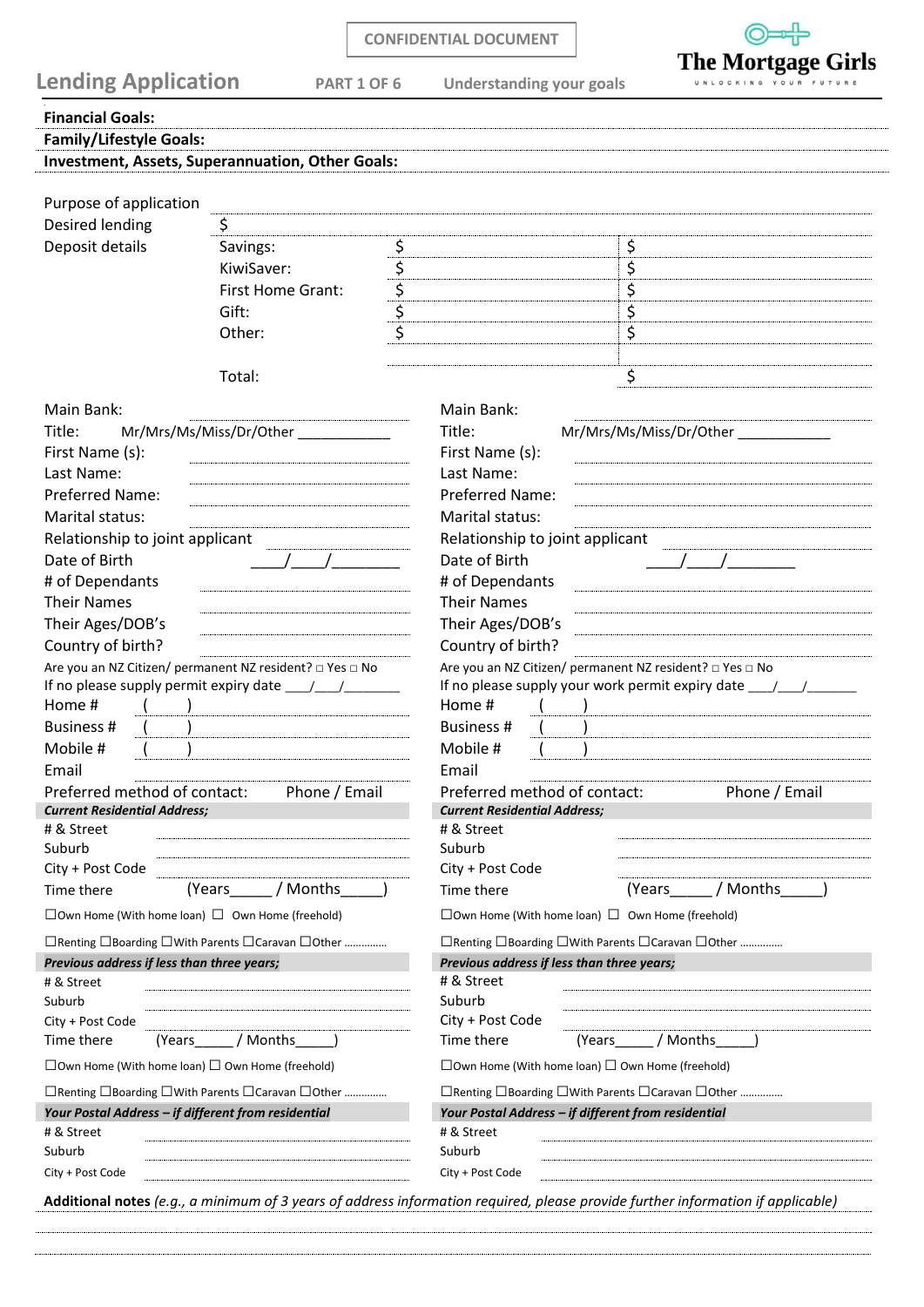CONFIDENTIAL DOCUMENT

**The Mortgage Girls**
UNLOCKING YOUR FUTURE

# Lending Application

PART 1 OF 6 — Understanding your goals

**Financial Goals:**

**Family/Lifestyle Goals:**

**Investment, Assets, Superannuation, Other Goals:**

Purpose of application

Desired lending $

| Deposit details | | | |
|---|---|---|---|
| | Savings: | $ | $ |
| | KiwiSaver: | $ | $ |
| | First Home Grant: | $ | $ |
| | Gift: | $ | $ |
| | Other: | $ | $ |
| | Total: | | $ |

| Applicant 1 | Applicant 2 |
|---|---|
| Main Bank: | Main Bank: |
| Title: Mr/Mrs/Ms/Miss/Dr/Other ____________ | Title: Mr/Mrs/Ms/Miss/Dr/Other ____________ |
| First Name (s): | First Name (s): |
| Last Name: | Last Name: |
| Preferred Name: | Preferred Name: |
| Marital status: | Marital status: |
| Relationship to joint applicant | Relationship to joint applicant |
| Date of Birth ____/____/________ | Date of Birth ____/____/________ |
| # of Dependants | # of Dependants |
| Their Names | Their Names |
| Their Ages/DOB's | Their Ages/DOB's |
| Country of birth? | Country of birth? |
| Are you an NZ Citizen/ permanent NZ resident? □ Yes □ No | Are you an NZ Citizen/ permanent NZ resident? □ Yes □ No |
| If no please supply permit expiry date ___/___/_______ | If no please supply your work permit expiry date ___/___/_______ |
| Home # ( ) | Home # ( ) |
| Business # ( ) | Business # ( ) |
| Mobile # ( ) | Mobile # ( ) |
| Email | Email |
| Preferred method of contact: Phone / Email | Preferred method of contact: Phone / Email |
| ***Current Residential Address;*** | ***Current Residential Address;*** |
| # & Street | # & Street |
| Suburb | Suburb |
| City + Post Code | City + Post Code |
| Time there (Years_____ / Months_____) | Time there (Years_____ / Months_____) |
| ☐Own Home (With home loan) ☐ Own Home (freehold) | ☐Own Home (With home loan) ☐ Own Home (freehold) |
| ☐Renting ☐Boarding ☐With Parents ☐Caravan ☐Other .............. | ☐Renting ☐Boarding ☐With Parents ☐Caravan ☐Other .............. |
| ***Previous address if less than three years;*** | ***Previous address if less than three years;*** |
| # & Street | # & Street |
| Suburb | Suburb |
| City + Post Code | City + Post Code |
| Time there (Years_____ / Months_____) | Time there (Years_____ / Months_____) |
| ☐Own Home (With home loan) ☐ Own Home (freehold) | ☐Own Home (With home loan) ☐ Own Home (freehold) |
| ☐Renting ☐Boarding ☐With Parents ☐Caravan ☐Other .............. | ☐Renting ☐Boarding ☐With Parents ☐Caravan ☐Other .............. |
| ***Your Postal Address – if different from residential*** | ***Your Postal Address – if different from residential*** |
| # & Street | # & Street |
| Suburb | Suburb |
| City + Post Code | City + Post Code |

**Additional notes** *(e.g., a minimum of 3 years of address information required, please provide further information if applicable)*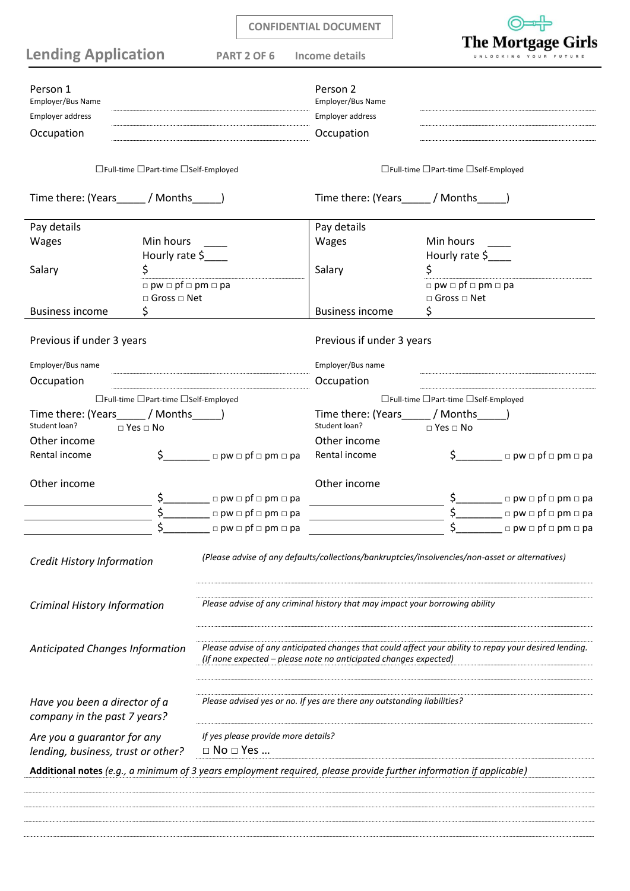CONFIDENTIAL DOCUMENT

# Lending Application

**PART 2 OF 6** **Income details**

The Mortgage Girls
UNLOCKING YOUR FUTURE

| Person 1 | | Person 2 | |
|---|---|---|---|
| Employer/Bus Name | | Employer/Bus Name | |
| Employer address | | Employer address | |
| Occupation | | Occupation | |
| ☐Full-time ☐Part-time ☐Self-Employed | | ☐Full-time ☐Part-time ☐Self-Employed | |
| Time there: (Years_____ / Months_____) | | Time there: (Years_____ / Months_____) | |

| Pay details | | Pay details | |
|---|---|---|---|
| Wages | Min hours ____ Hourly rate $____ | Wages | Min hours ____ Hourly rate $____ |
| Salary | $ □ pw □ pf □ pm □ pa □ Gross □ Net | Salary | $ □ pw □ pf □ pm □ pa □ Gross □ Net |
| Business income | $ | Business income | $ |

| Previous if under 3 years | | Previous if under 3 years | |
|---|---|---|---|
| Employer/Bus name | | Employer/Bus name | |
| Occupation | | Occupation | |
| ☐Full-time ☐Part-time ☐Self-Employed | | ☐Full-time ☐Part-time ☐Self-Employed | |
| Time there: (Years_____ / Months_____) | | Time there: (Years_____ / Months_____) | |
| Student loan? | □ Yes □ No | Student loan? | □ Yes □ No |
| Other income | | Other income | |
| Rental income | $_________ □ pw □ pf □ pm □ pa | Rental income | $_________ □ pw □ pf □ pm □ pa |

| Other income | | Other income | |
|---|---|---|---|
| ____________________ | $_________ □ pw □ pf □ pm □ pa | ____________________ | $_________ □ pw □ pf □ pm □ pa |
| ____________________ | $_________ □ pw □ pf □ pm □ pa | ____________________ | $_________ □ pw □ pf □ pm □ pa |
| ____________________ | $_________ □ pw □ pf □ pm □ pa | ____________________ | $_________ □ pw □ pf □ pm □ pa |

*Credit History Information* — *(Please advise of any defaults/collections/bankruptcies/insolvencies/non-asset or alternatives)*

*Criminal History Information* — *Please advise of any criminal history that may impact your borrowing ability*

*Anticipated Changes Information* — *Please advise of any anticipated changes that could affect your ability to repay your desired lending. (If none expected – please note no anticipated changes expected)*

*Have you been a director of a company in the past 7 years?* — *Please advised yes or no. If yes are there any outstanding liabilities?*

*Are you a guarantor for any lending, business, trust or other?* — *If yes please provide more details?* □ No □ Yes …

**Additional notes** *(e.g., a minimum of 3 years employment required, please provide further information if applicable)*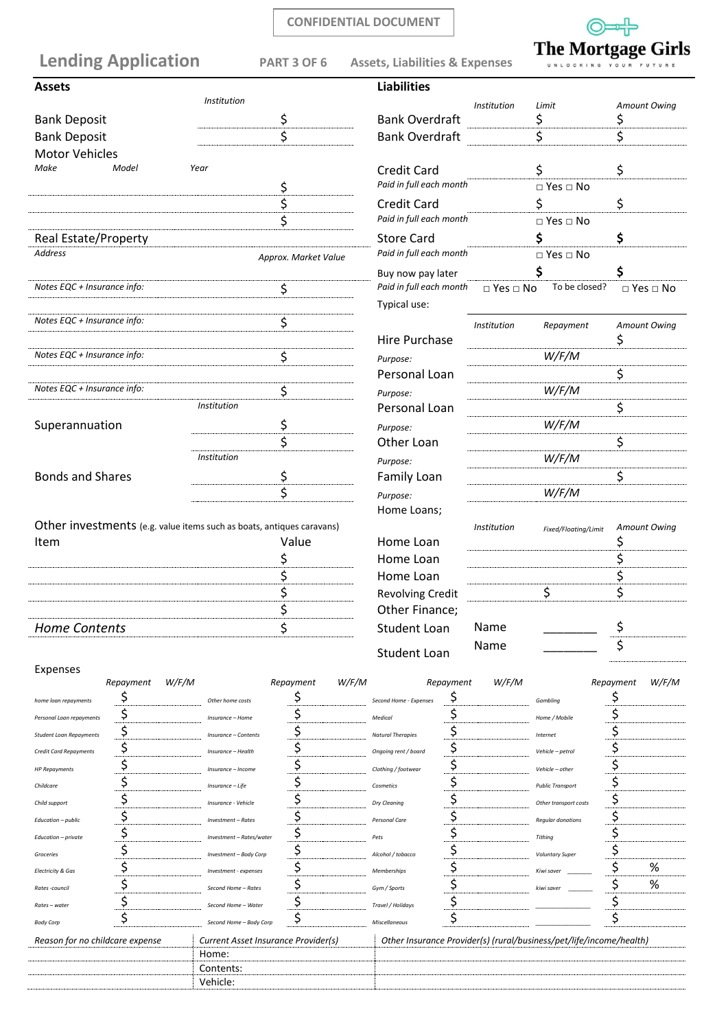CONFIDENTIAL DOCUMENT

# Lending Application

PART 3 OF 6 — Assets, Liabilities & Expenses

**The Mortgage Girls**
UNLOCKING YOUR FUTURE

## Assets

| | *Institution* | |
|---|---|---|
| Bank Deposit | | $ |
| Bank Deposit | | $ |

**Motor Vehicles**

| *Make* | *Model* | *Year* | |
|---|---|---|---|
| | | | $ |
| | | | $ |
| | | | $ |

**Real Estate/Property**

| *Address* | *Approx. Market Value* |
|---|---|
| | |
| *Notes EQC + Insurance info:* | $ |
| | |
| *Notes EQC + Insurance info:* | $ |
| | |
| *Notes EQC + Insurance info:* | $ |
| | |
| *Notes EQC + Insurance info:* | $ |

| | *Institution* | |
|---|---|---|
| Superannuation | | $ |
| | | $ |

| | *Institution* | |
|---|---|---|
| Bonds and Shares | | $ |
| | | $ |

**Other investments** (e.g. value items such as boats, antiques caravans)

| Item | Value |
|---|---|
| | $ |
| | $ |
| | $ |
| | $ |
| *Home Contents* | $ |

## Liabilities

| | *Institution* | *Limit* | *Amount Owing* |
|---|---|---|---|
| Bank Overdraft | | $ | $ |
| Bank Overdraft | | $ | $ |
| Credit Card | | $ | $ |
| *Paid in full each month* | | ☐ Yes ☐ No | |
| Credit Card | | $ | $ |
| *Paid in full each month* | | ☐ Yes ☐ No | |
| Store Card | | $ | $ |
| *Paid in full each month* | | ☐ Yes ☐ No | |
| Buy now pay later | | $ | $ |
| *Paid in full each month* | ☐ Yes ☐ No | To be closed? | ☐ Yes ☐ No |
| Typical use: | | | |

| | *Institution* | *Repayment* | *Amount Owing* |
|---|---|---|---|
| Hire Purchase | | | $ |
| *Purpose:* | | W/F/M | |
| Personal Loan | | | $ |
| *Purpose:* | | W/F/M | |
| Personal Loan | | | $ |
| *Purpose:* | | W/F/M | |
| Other Loan | | | $ |
| *Purpose:* | | W/F/M | |
| Family Loan | | | $ |
| *Purpose:* | | W/F/M | |

Home Loans;

| | *Institution* | *Fixed/Floating/Limit* | *Amount Owing* |
|---|---|---|---|
| Home Loan | | | $ |
| Home Loan | | | $ |
| Home Loan | | | $ |
| Revolving Credit | | $ | $ |

Other Finance;

| | | | |
|---|---|---|---|
| Student Loan | Name | ________ | $ |
| Student Loan | Name | ________ | $ |

## Expenses

| | Repayment | W/F/M | | Repayment | W/F/M | | Repayment | W/F/M | | Repayment | W/F/M |
|---|---|---|---|---|---|---|---|---|---|---|---|
| *home loan repayments* | $ | | *Other home costs* | $ | | *Second Home - Expenses* | $ | | *Gambling* | $ | |
| *Personal Loan repayments* | $ | | *Insurance – Home* | $ | | *Medical* | $ | | *Home / Mobile* | $ | |
| *Student Loan Repayments* | $ | | *Insurance – Contents* | $ | | *Natural Therapies* | $ | | *Internet* | $ | |
| *Credit Card Repayments* | $ | | *Insurance – Health* | $ | | *Ongoing rent / board* | $ | | *Vehicle – petrol* | $ | |
| *HP Repayments* | $ | | *Insurance – Income* | $ | | *Clothing / footwear* | $ | | *Vehicle – other* | $ | |
| *Childcare* | $ | | *Insurance – Life* | $ | | *Cosmetics* | $ | | *Public Transport* | $ | |
| *Child support* | $ | | *Insurance - Vehicle* | $ | | *Dry Cleaning* | $ | | *Other transport costs* | $ | |
| *Education – public* | $ | | *Investment – Rates* | $ | | *Personal Care* | $ | | *Regular donations* | $ | |
| *Education – private* | $ | | *Investment – Rates/water* | $ | | *Pets* | $ | | *Tithing* | $ | |
| *Groceries* | $ | | *Investment – Body Corp* | $ | | *Alcohol / tobacco* | $ | | *Voluntary Super* | $ | |
| *Electricity & Gas* | $ | | *Investment - expenses* | $ | | *Memberships* | $ | | *Kiwi saver* ______ | $ | % |
| *Rates -council* | $ | | *Second Home – Rates* | $ | | *Gym / Sports* | $ | | *kiwi saver* ______ | $ | % |
| *Rates – water* | $ | | *Second Home – Water* | $ | | *Travel / Holidays* | $ | | ____________ | $ | |
| *Body Corp* | $ | | *Second Home – Body Corp* | $ | | *Miscellaneous* | $ | | ____________ | $ | |

| *Reason for no childcare expense* | *Current Asset Insurance Provider(s)* | *Other Insurance Provider(s) (rural/business/pet/life/income/health)* |
|---|---|---|
| | Home: | |
| | Contents: | |
| | Vehicle: | |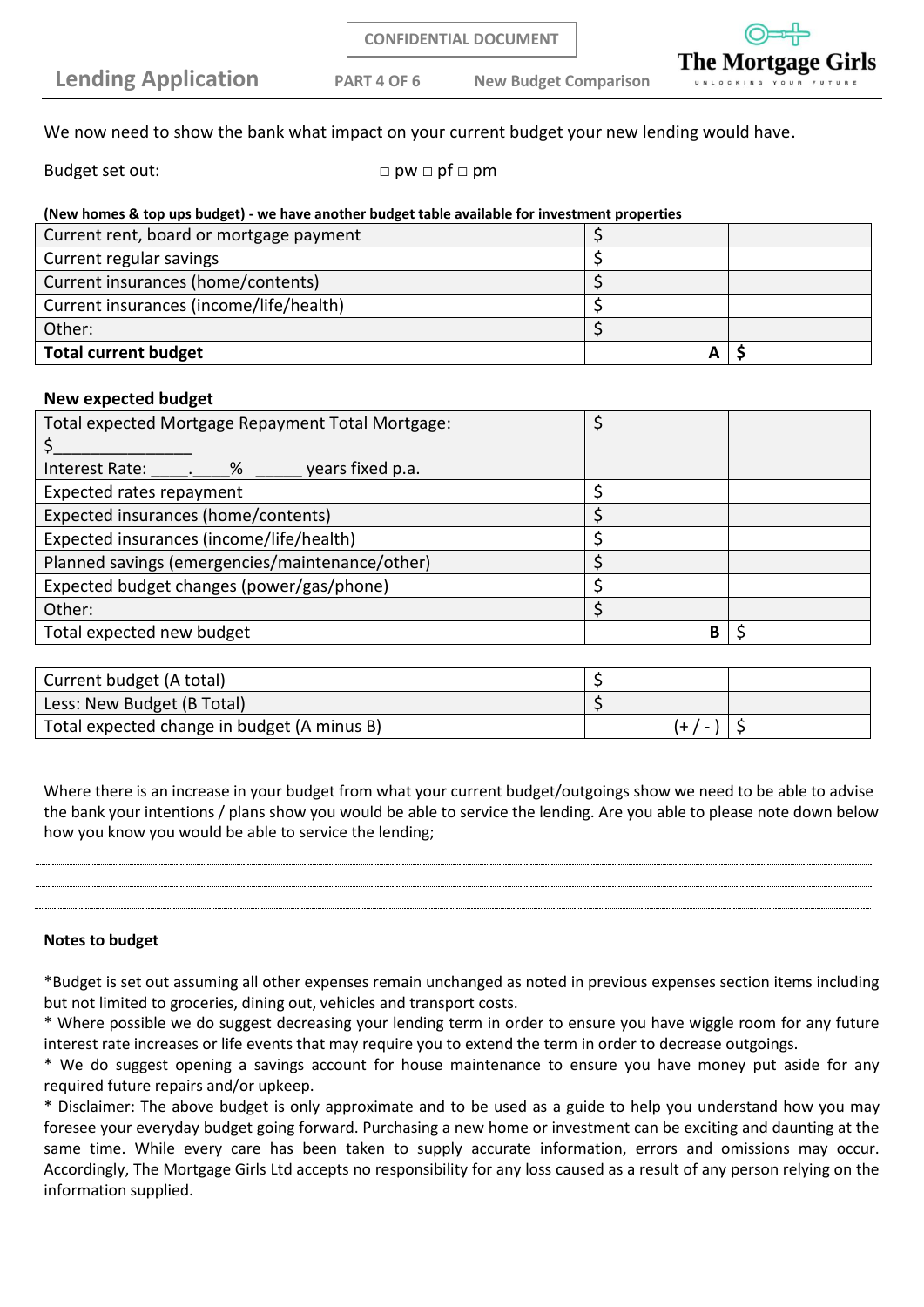CONFIDENTIAL DOCUMENT

# Lending Application

**PART 4 OF 6** **New Budget Comparison**

The Mortgage Girls
UNLOCKING YOUR FUTURE

We now need to show the bank what impact on your current budget your new lending would have.

Budget set out: □ pw □ pf □ pm

**(New homes & top ups budget) - we have another budget table available for investment properties**

| | | |
|---|---|---|
| Current rent, board or mortgage payment | $ | |
| Current regular savings | $ | |
| Current insurances (home/contents) | $ | |
| Current insurances (income/life/health) | $ | |
| Other: | $ | |
| **Total current budget** | **A** | **$** |

**New expected budget**

| | | |
|---|---|---|
| Total expected Mortgage Repayment Total Mortgage: $_______________ Interest Rate: ____.____% _____ years fixed p.a. | $ | |
| Expected rates repayment | $ | |
| Expected insurances (home/contents) | $ | |
| Expected insurances (income/life/health) | $ | |
| Planned savings (emergencies/maintenance/other) | $ | |
| Expected budget changes (power/gas/phone) | $ | |
| Other: | $ | |
| Total expected new budget | **B** | $ |

| | | |
|---|---|---|
| Current budget (A total) | $ | |
| Less: New Budget (B Total) | $ | |
| Total expected change in budget (A minus B) | (+ / - ) | $ |

Where there is an increase in your budget from what your current budget/outgoings show we need to be able to advise the bank your intentions / plans show you would be able to service the lending. Are you able to please note down below how you know you would be able to service the lending;

.......................................................................................................................................

.......................................................................................................................................

.......................................................................................................................................

**Notes to budget**

*Budget is set out assuming all other expenses remain unchanged as noted in previous expenses section items including but not limited to groceries, dining out, vehicles and transport costs.

* Where possible we do suggest decreasing your lending term in order to ensure you have wiggle room for any future interest rate increases or life events that may require you to extend the term in order to decrease outgoings.

* We do suggest opening a savings account for house maintenance to ensure you have money put aside for any required future repairs and/or upkeep.

* Disclaimer: The above budget is only approximate and to be used as a guide to help you understand how you may foresee your everyday budget going forward. Purchasing a new home or investment can be exciting and daunting at the same time. While every care has been taken to supply accurate information, errors and omissions may occur. Accordingly, The Mortgage Girls Ltd accepts no responsibility for any loss caused as a result of any person relying on the information supplied.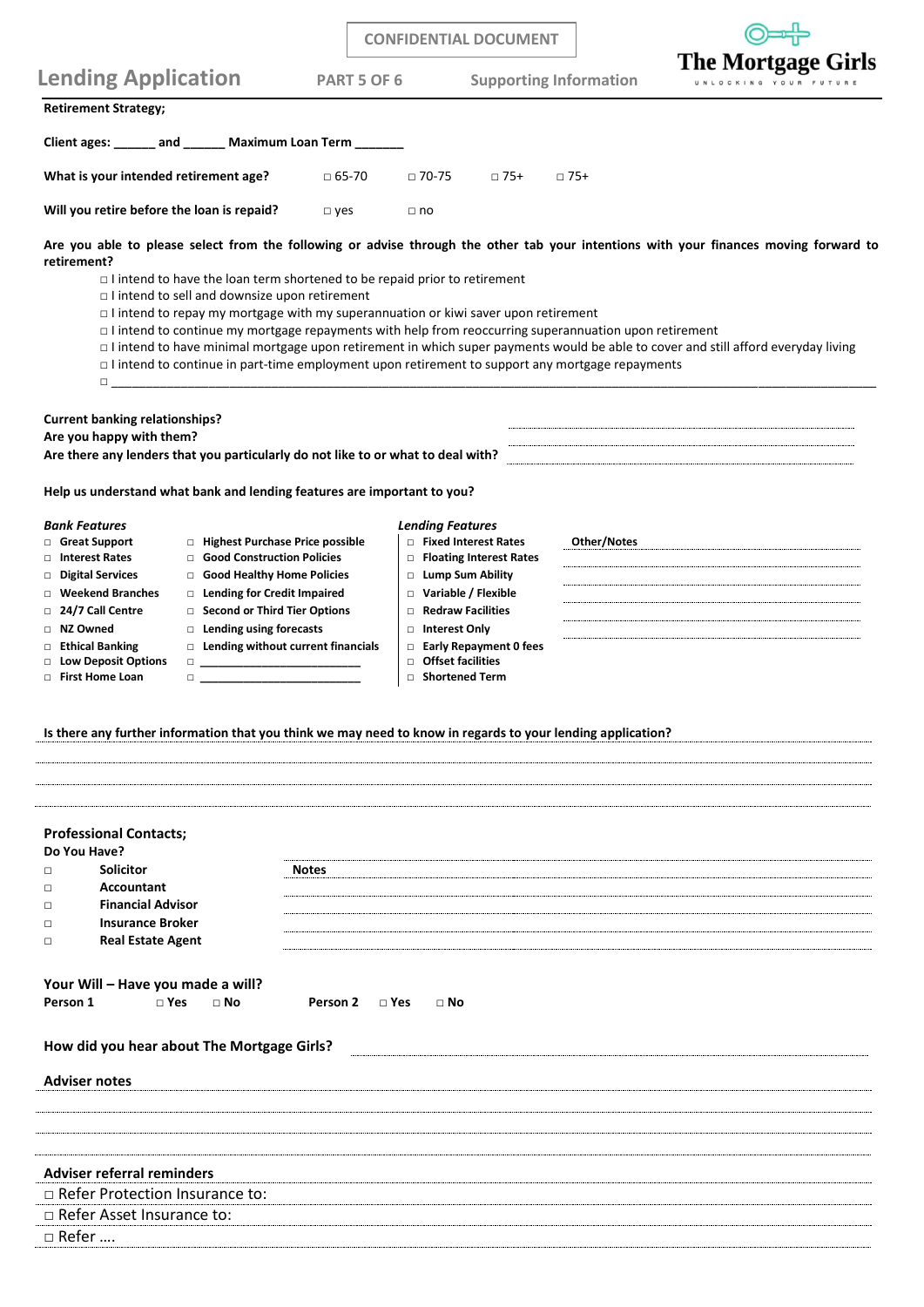CONFIDENTIAL DOCUMENT

# Lending Application

**PART 5 OF 6** | **Supporting Information**

The Mortgage Girls
UNLOCKING YOUR FUTURE

**Retirement Strategy;**

**Client ages: ______ and ______ Maximum Loan Term _______**

**What is your intended retirement age?** □ 65-70 □ 70-75 □ 75+ □ 75+

**Will you retire before the loan is repaid?** □ yes □ no

**Are you able to please select from the following or advise through the other tab your intentions with your finances moving forward to retirement?**

- □ I intend to have the loan term shortened to be repaid prior to retirement
- □ I intend to sell and downsize upon retirement
- □ I intend to repay my mortgage with my superannuation or kiwi saver upon retirement
- □ I intend to continue my mortgage repayments with help from reoccurring superannuation upon retirement
- □ I intend to have minimal mortgage upon retirement in which super payments would be able to cover and still afford everyday living
- □ I intend to continue in part-time employment upon retirement to support any mortgage repayments
- □ ________________________________________________________________________________________________

**Current banking relationships?**
**Are you happy with them?**
**Are there any lenders that you particularly do not like to or what to deal with?**

**Help us understand what bank and lending features are important to you?**

| *Bank Features* | | *Lending Features* | |
|---|---|---|---|
| □ **Great Support** | □ **Highest Purchase Price possible** | □ **Fixed Interest Rates** | **Other/Notes** |
| □ **Interest Rates** | □ **Good Construction Policies** | □ **Floating Interest Rates** | |
| □ **Digital Services** | □ **Good Healthy Home Policies** | □ **Lump Sum Ability** | |
| □ **Weekend Branches** | □ **Lending for Credit Impaired** | □ **Variable / Flexible** | |
| □ **24/7 Call Centre** | □ **Second or Third Tier Options** | □ **Redraw Facilities** | |
| □ **NZ Owned** | □ **Lending using forecasts** | □ **Interest Only** | |
| □ **Ethical Banking** | □ **Lending without current financials** | □ **Early Repayment 0 fees** | |
| □ **Low Deposit Options** | □ ________________________ | □ **Offset facilities** | |
| □ **First Home Loan** | □ ________________________ | □ **Shortened Term** | |

**Is there any further information that you think we may need to know in regards to your lending application?**

**Professional Contacts;**

**Do You Have?**

| | | **Notes** |
|---|---|---|
| □ | **Solicitor** | |
| □ | **Accountant** | |
| □ | **Financial Advisor** | |
| □ | **Insurance Broker** | |
| □ | **Real Estate Agent** | |

**Your Will – Have you made a will?**

**Person 1** □ **Yes** □ **No** **Person 2** □ **Yes** □ **No**

**How did you hear about The Mortgage Girls?**

**Adviser notes**

**Adviser referral reminders**

□ Refer Protection Insurance to:

□ Refer Asset Insurance to:

□ Refer ….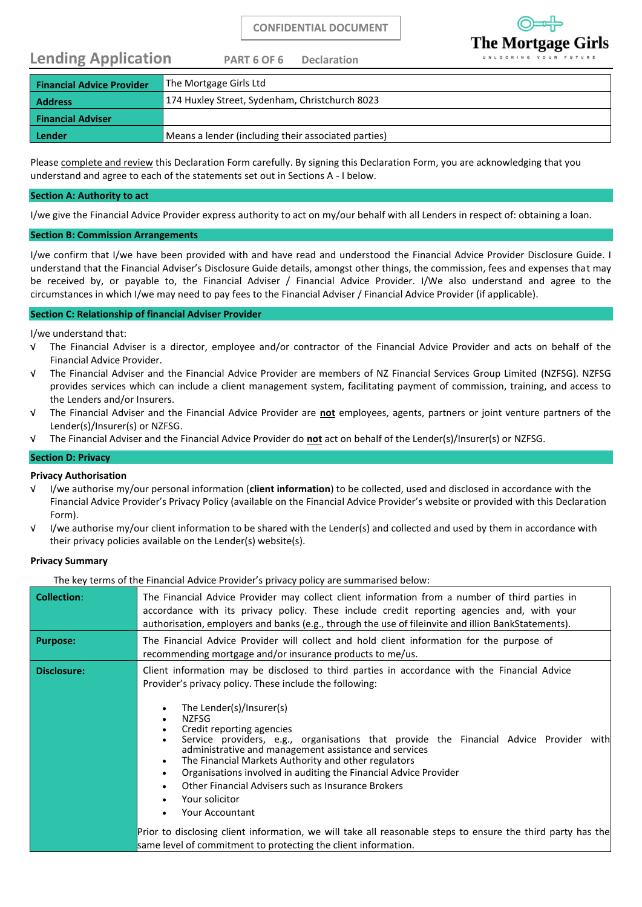CONFIDENTIAL DOCUMENT

# Lending Application

PART 6 OF 6 Declaration

The Mortgage Girls

UNLOCKING YOUR FUTURE

| **Financial Advice Provider** | The Mortgage Girls Ltd |
|---|---|
| **Address** | 174 Huxley Street, Sydenham, Christchurch 8023 |
| **Financial Adviser** | |
| **Lender** | Means a lender (including their associated parties) |

Please complete and review this Declaration Form carefully. By signing this Declaration Form, you are acknowledging that you understand and agree to each of the statements set out in Sections A - I below.

## Section A: Authority to act

I/we give the Financial Advice Provider express authority to act on my/our behalf with all Lenders in respect of: obtaining a loan.

## Section B: Commission Arrangements

I/we confirm that I/we have been provided with and have read and understood the Financial Advice Provider Disclosure Guide. I understand that the Financial Adviser's Disclosure Guide details, amongst other things, the commission, fees and expenses that may be received by, or payable to, the Financial Adviser / Financial Advice Provider. I/We also understand and agree to the circumstances in which I/we may need to pay fees to the Financial Adviser / Financial Advice Provider (if applicable).

## Section C: Relationship of financial Adviser Provider

I/we understand that:

- √ The Financial Adviser is a director, employee and/or contractor of the Financial Advice Provider and acts on behalf of the Financial Advice Provider.
- √ The Financial Adviser and the Financial Advice Provider are members of NZ Financial Services Group Limited (NZFSG). NZFSG provides services which can include a client management system, facilitating payment of commission, training, and access to the Lenders and/or Insurers.
- √ The Financial Adviser and the Financial Advice Provider are **not** employees, agents, partners or joint venture partners of the Lender(s)/Insurer(s) or NZFSG.
- √ The Financial Adviser and the Financial Advice Provider do **not** act on behalf of the Lender(s)/Insurer(s) or NZFSG.

## Section D: Privacy

**Privacy Authorisation**

- √ I/we authorise my/our personal information (**client information**) to be collected, used and disclosed in accordance with the Financial Advice Provider's Privacy Policy (available on the Financial Advice Provider's website or provided with this Declaration Form).
- √ I/we authorise my/our client information to be shared with the Lender(s) and collected and used by them in accordance with their privacy policies available on the Lender(s) website(s).

**Privacy Summary**

The key terms of the Financial Advice Provider's privacy policy are summarised below:

| | |
|---|---|
| **Collection:** | The Financial Advice Provider may collect client information from a number of third parties in accordance with its privacy policy. These include credit reporting agencies and, with your authorisation, employers and banks (e.g., through the use of fileinvite and illion BankStatements). |
| **Purpose:** | The Financial Advice Provider will collect and hold client information for the purpose of recommending mortgage and/or insurance products to me/us. |
| **Disclosure:** | Client information may be disclosed to third parties in accordance with the Financial Advice Provider's privacy policy. These include the following:<br>• The Lender(s)/Insurer(s)<br>• NZFSG<br>• Credit reporting agencies<br>• Service providers, e.g., organisations that provide the Financial Advice Provider with administrative and management assistance and services<br>• The Financial Markets Authority and other regulators<br>• Organisations involved in auditing the Financial Advice Provider<br>• Other Financial Advisers such as Insurance Brokers<br>• Your solicitor<br>• Your Accountant<br><br>Prior to disclosing client information, we will take all reasonable steps to ensure the third party has the same level of commitment to protecting the client information. |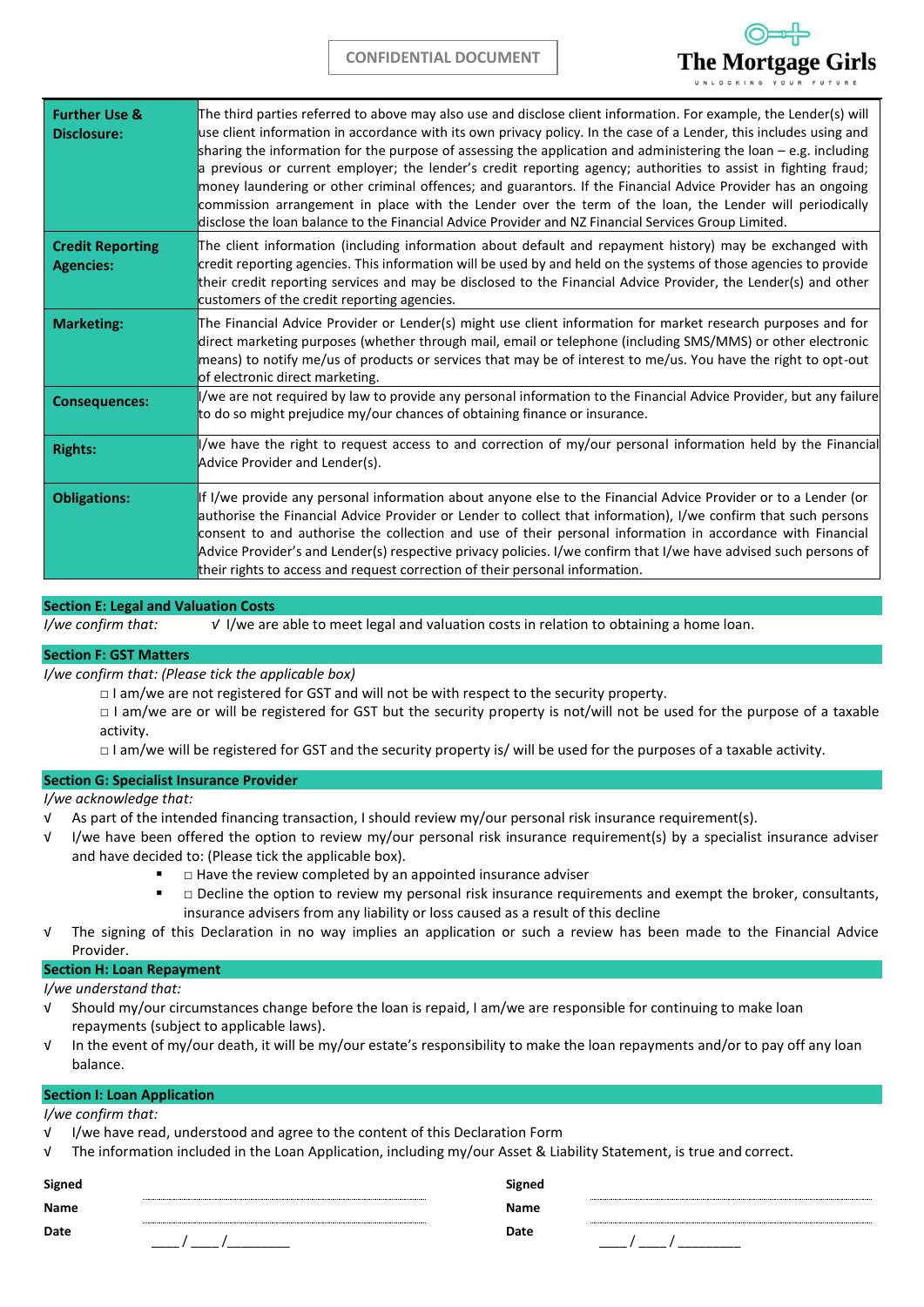CONFIDENTIAL DOCUMENT

| | |
|---|---|
| **Further Use & Disclosure:** | The third parties referred to above may also use and disclose client information. For example, the Lender(s) will use client information in accordance with its own privacy policy. In the case of a Lender, this includes using and sharing the information for the purpose of assessing the application and administering the loan – e.g. including a previous or current employer; the lender's credit reporting agency; authorities to assist in fighting fraud; money laundering or other criminal offences; and guarantors. If the Financial Advice Provider has an ongoing commission arrangement in place with the Lender over the term of the loan, the Lender will periodically disclose the loan balance to the Financial Advice Provider and NZ Financial Services Group Limited. |
| **Credit Reporting Agencies:** | The client information (including information about default and repayment history) may be exchanged with credit reporting agencies. This information will be used by and held on the systems of those agencies to provide their credit reporting services and may be disclosed to the Financial Advice Provider, the Lender(s) and other customers of the credit reporting agencies. |
| **Marketing:** | The Financial Advice Provider or Lender(s) might use client information for market research purposes and for direct marketing purposes (whether through mail, email or telephone (including SMS/MMS) or other electronic means) to notify me/us of products or services that may be of interest to me/us. You have the right to opt-out of electronic direct marketing. |
| **Consequences:** | I/we are not required by law to provide any personal information to the Financial Advice Provider, but any failure to do so might prejudice my/our chances of obtaining finance or insurance. |
| **Rights:** | I/we have the right to request access to and correction of my/our personal information held by the Financial Advice Provider and Lender(s). |
| **Obligations:** | If I/we provide any personal information about anyone else to the Financial Advice Provider or to a Lender (or authorise the Financial Advice Provider or Lender to collect that information), I/we confirm that such persons consent to and authorise the collection and use of their personal information in accordance with Financial Advice Provider's and Lender(s) respective privacy policies. I/we confirm that I/we have advised such persons of their rights to access and request correction of their personal information. |

## Section E: Legal and Valuation Costs

*I/we confirm that:* √ I/we are able to meet legal and valuation costs in relation to obtaining a home loan.

## Section F: GST Matters

*I/we confirm that: (Please tick the applicable box)*

□ I am/we are not registered for GST and will not be with respect to the security property.

□ I am/we are or will be registered for GST but the security property is not/will not be used for the purpose of a taxable activity.

□ I am/we will be registered for GST and the security property is/ will be used for the purposes of a taxable activity.

## Section G: Specialist Insurance Provider

*I/we acknowledge that:*

- √ As part of the intended financing transaction, I should review my/our personal risk insurance requirement(s).
- √ I/we have been offered the option to review my/our personal risk insurance requirement(s) by a specialist insurance adviser and have decided to: (Please tick the applicable box).
  - □ Have the review completed by an appointed insurance adviser
  - □ Decline the option to review my personal risk insurance requirements and exempt the broker, consultants, insurance advisers from any liability or loss caused as a result of this decline
- √ The signing of this Declaration in no way implies an application or such a review has been made to the Financial Advice Provider.

## Section H: Loan Repayment

*I/we understand that:*

- √ Should my/our circumstances change before the loan is repaid, I am/we are responsible for continuing to make loan repayments (subject to applicable laws).
- √ In the event of my/our death, it will be my/our estate's responsibility to make the loan repayments and/or to pay off any loan balance.

## Section I: Loan Application

*I/we confirm that:*

- √ I/we have read, understood and agree to the content of this Declaration Form
- √ The information included in the Loan Application, including my/our Asset & Liability Statement, is true and correct.

| | | | |
|---|---|---|---|
| **Signed** | ............................................ | **Signed** | ............................................ |
| **Name** | ............................................ | **Name** | ............................................ |
| **Date** | ____ / ____ /________ | **Date** | ____ / ____ / ________ |